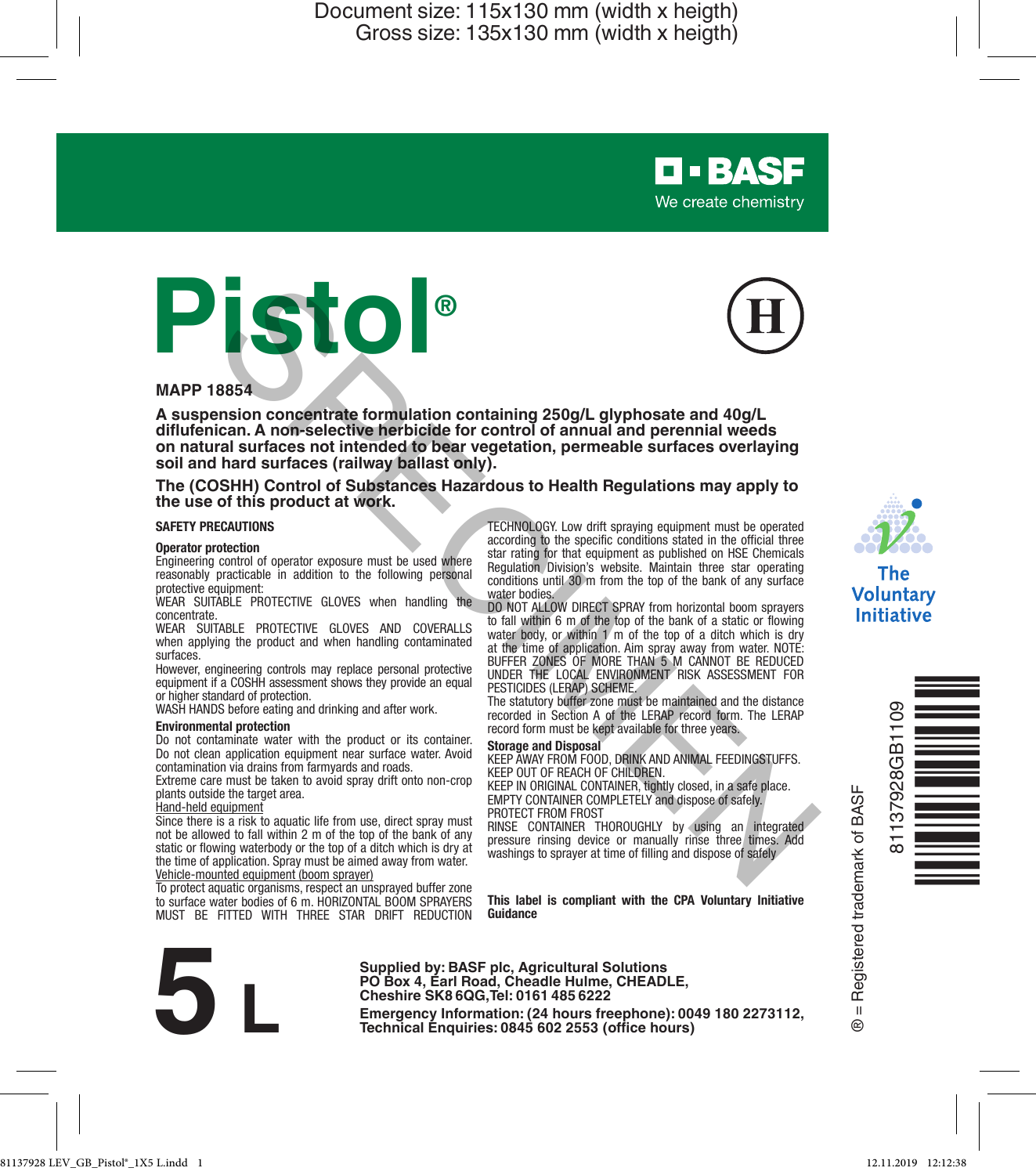Document size: 115x130 mm (width x heigth)
Gross size: 135x130 mm (width x heigth)

BASF
We create chemistry

# Pistol®

MAPP 18854

**A suspension concentrate formulation containing 250g/L glyphosate and 40g/L diflufenican. A non-selective herbicide for control of annual and perennial weeds on natural surfaces not intended to bear vegetation, permeable surfaces overlaying soil and hard surfaces (railway ballast only).**

**The (COSHH) Control of Substances Hazardous to Health Regulations may apply to the use of this product at work.**

SPECIMEN

## SAFETY PRECAUTIONS

### Operator protection

Engineering control of operator exposure must be used where reasonably practicable in addition to the following personal protective equipment:

WEAR SUITABLE PROTECTIVE GLOVES when handling the concentrate.

WEAR SUITABLE PROTECTIVE GLOVES AND COVERALLS when applying the product and when handling contaminated surfaces.

However, engineering controls may replace personal protective equipment if a COSHH assessment shows they provide an equal or higher standard of protection.

WASH HANDS before eating and drinking and after work.

### Environmental protection

Do not contaminate water with the product or its container. Do not clean application equipment near surface water. Avoid contamination via drains from farmyards and roads.

Extreme care must be taken to avoid spray drift onto non-crop plants outside the target area.

Hand-held equipment

Since there is a risk to aquatic life from use, direct spray must not be allowed to fall within 2 m of the top of the bank of any static or flowing waterbody or the top of a ditch which is dry at the time of application. Spray must be aimed away from water.

Vehicle-mounted equipment (boom sprayer)

To protect aquatic organisms, respect an unsprayed buffer zone to surface water bodies of 6 m. HORIZONTAL BOOM SPRAYERS MUST BE FITTED WITH THREE STAR DRIFT REDUCTION TECHNOLOGY. Low drift spraying equipment must be operated according to the specific conditions stated in the official three star rating for that equipment as published on HSE Chemicals Regulation Division's website. Maintain three star operating conditions until 30 m from the top of the bank of any surface water bodies.

DO NOT ALLOW DIRECT SPRAY from horizontal boom sprayers to fall within 6 m of the top of the bank of a static or flowing water body, or within 1 m of the top of a ditch which is dry at the time of application. Aim spray away from water. NOTE: BUFFER ZONES OF MORE THAN 5 M CANNOT BE REDUCED UNDER THE LOCAL ENVIRONMENT RISK ASSESSMENT FOR PESTICIDES (LERAP) SCHEME.

The statutory buffer zone must be maintained and the distance recorded in Section A of the LERAP record form. The LERAP record form must be kept available for three years.

### Storage and Disposal

KEEP AWAY FROM FOOD, DRINK AND ANIMAL FEEDINGSTUFFS.

KEEP OUT OF REACH OF CHILDREN.

KEEP IN ORIGINAL CONTAINER, tightly closed, in a safe place.

EMPTY CONTAINER COMPLETELY and dispose of safely.

PROTECT FROM FROST

RINSE CONTAINER THOROUGHLY by using an integrated pressure rinsing device or manually rinse three times. Add washings to sprayer at time of filling and dispose of safely

**This label is compliant with the CPA Voluntary Initiative Guidance**

The Voluntary Initiative

81137928GB1109

® = Registered trademark of BASF

# 5 L

**Supplied by: BASF plc, Agricultural Solutions**
**PO Box 4, Earl Road, Cheadle Hulme, CHEADLE, Cheshire SK8 6QG, Tel: 0161 485 6222**

**Emergency Information: (24 hours freephone): 0049 180 2273112,**
**Technical Enquiries: 0845 602 2553 (office hours)**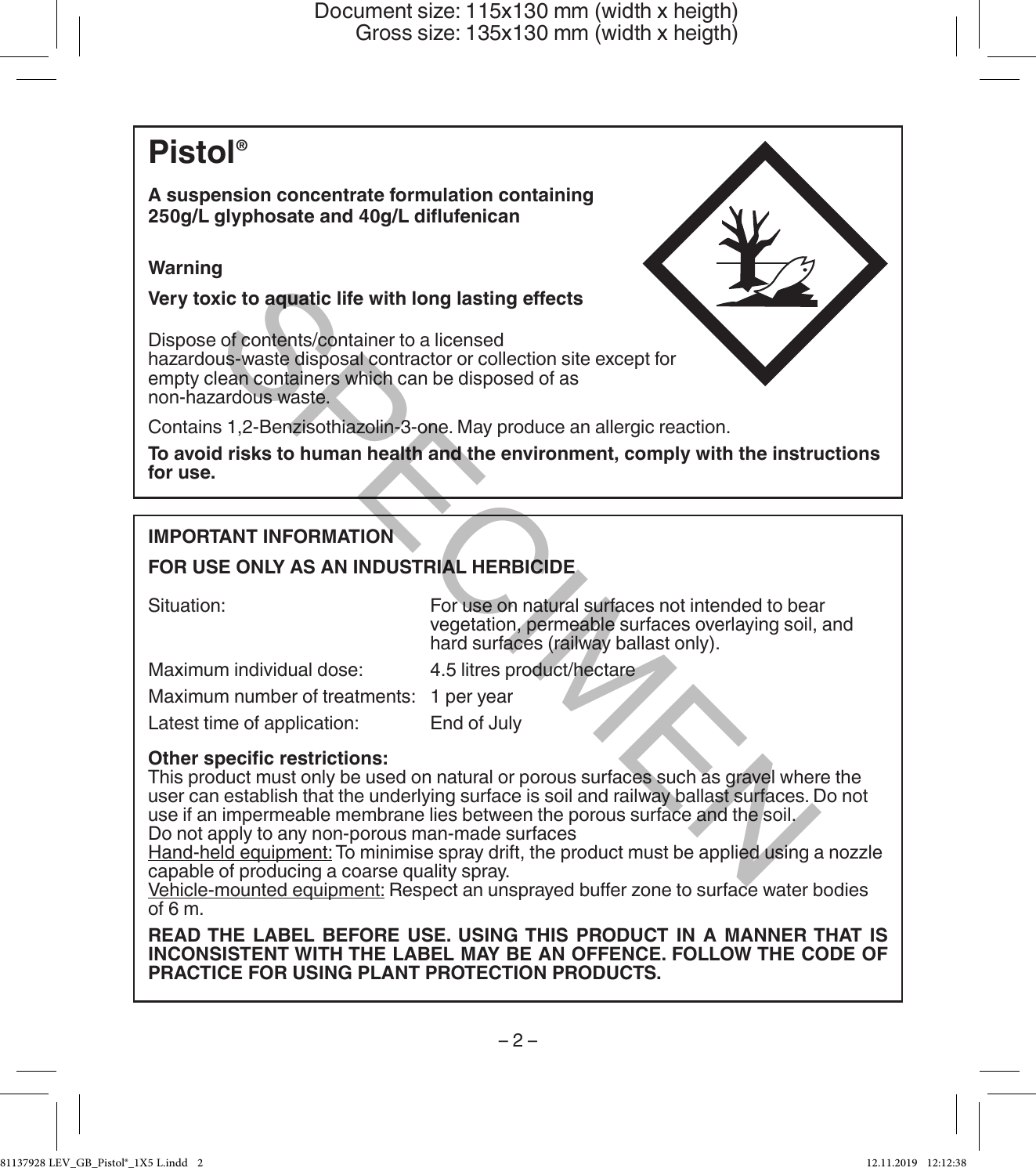# Pistol®

**A suspension concentrate formulation containing 250g/L glyphosate and 40g/L diflufenican**

**Warning**

**Very toxic to aquatic life with long lasting effects**

Dispose of contents/container to a licensed hazardous-waste disposal contractor or collection site except for empty clean containers which can be disposed of as non-hazardous waste.

Contains 1,2-Benzisothiazolin-3-one. May produce an allergic reaction.

**To avoid risks to human health and the environment, comply with the instructions for use.**

## IMPORTANT INFORMATION

**FOR USE ONLY AS AN INDUSTRIAL HERBICIDE**

| | |
|---|---|
| Situation: | For use on natural surfaces not intended to bear vegetation, permeable surfaces overlaying soil, and hard surfaces (railway ballast only). |
| Maximum individual dose: | 4.5 litres product/hectare |
| Maximum number of treatments: | 1 per year |
| Latest time of application: | End of July |

**Other specific restrictions:**
This product must only be used on natural or porous surfaces such as gravel where the user can establish that the underlying surface is soil and railway ballast surfaces. Do not use if an impermeable membrane lies between the porous surface and the soil.
Do not apply to any non-porous man-made surfaces
Hand-held equipment: To minimise spray drift, the product must be applied using a nozzle capable of producing a coarse quality spray.
Vehicle-mounted equipment: Respect an unsprayed buffer zone to surface water bodies of 6 m.

**READ THE LABEL BEFORE USE. USING THIS PRODUCT IN A MANNER THAT IS INCONSISTENT WITH THE LABEL MAY BE AN OFFENCE. FOLLOW THE CODE OF PRACTICE FOR USING PLANT PROTECTION PRODUCTS.**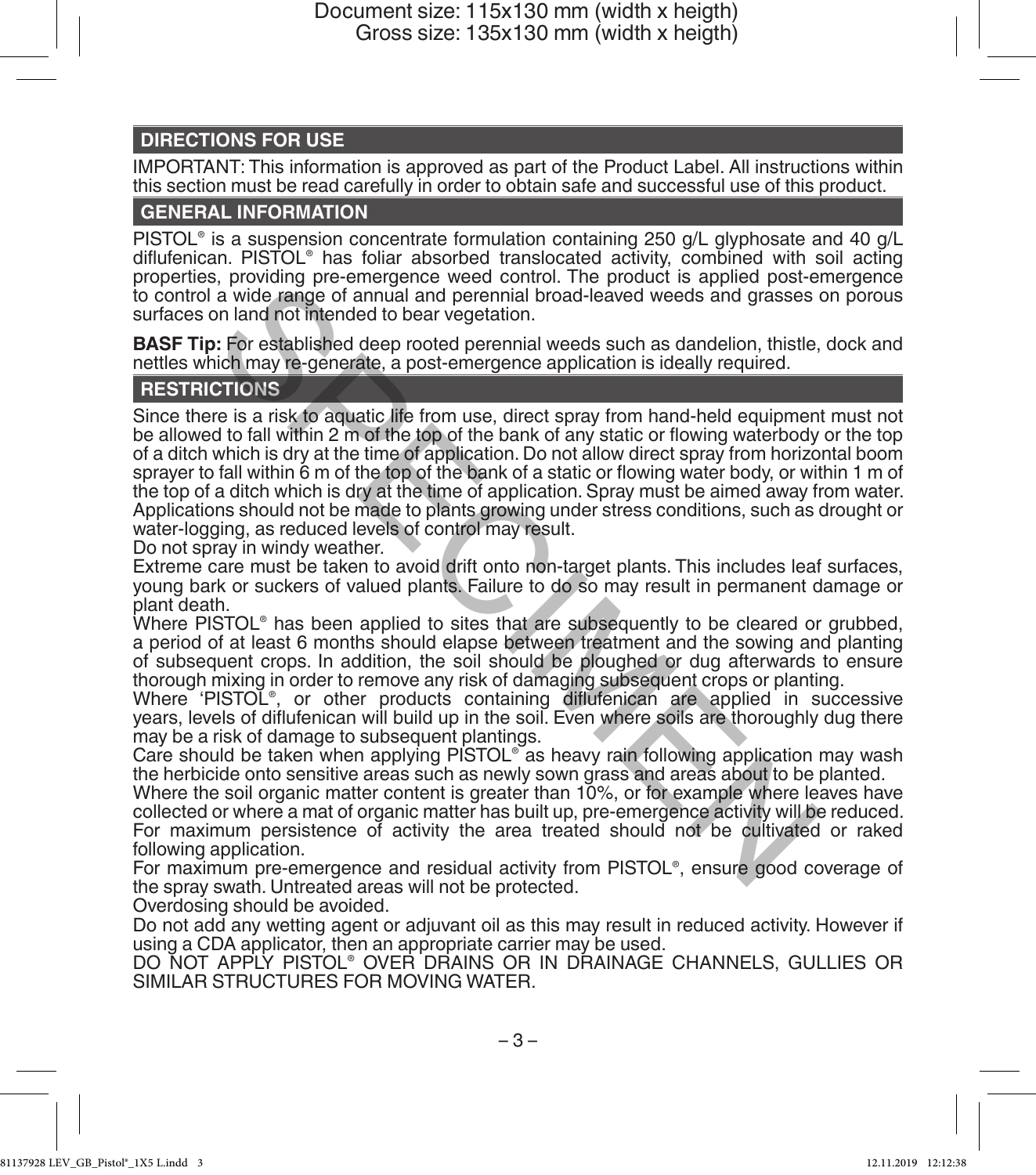## DIRECTIONS FOR USE

IMPORTANT: This information is approved as part of the Product Label. All instructions within this section must be read carefully in order to obtain safe and successful use of this product.

## GENERAL INFORMATION

PISTOL® is a suspension concentrate formulation containing 250 g/L glyphosate and 40 g/L diflufenican. PISTOL® has foliar absorbed translocated activity, combined with soil acting properties, providing pre-emergence weed control. The product is applied post-emergence to control a wide range of annual and perennial broad-leaved weeds and grasses on porous surfaces on land not intended to bear vegetation.

**BASF Tip:** For established deep rooted perennial weeds such as dandelion, thistle, dock and nettles which may re-generate, a post-emergence application is ideally required.

## RESTRICTIONS

Since there is a risk to aquatic life from use, direct spray from hand-held equipment must not be allowed to fall within 2 m of the top of the bank of any static or flowing waterbody or the top of a ditch which is dry at the time of application. Do not allow direct spray from horizontal boom sprayer to fall within 6 m of the top of the bank of a static or flowing water body, or within 1 m of the top of a ditch which is dry at the time of application. Spray must be aimed away from water. Applications should not be made to plants growing under stress conditions, such as drought or water-logging, as reduced levels of control may result.

Do not spray in windy weather.

Extreme care must be taken to avoid drift onto non-target plants. This includes leaf surfaces, young bark or suckers of valued plants. Failure to do so may result in permanent damage or plant death.

Where PISTOL® has been applied to sites that are subsequently to be cleared or grubbed, a period of at least 6 months should elapse between treatment and the sowing and planting of subsequent crops. In addition, the soil should be ploughed or dug afterwards to ensure thorough mixing in order to remove any risk of damaging subsequent crops or planting.

Where 'PISTOL®, or other products containing diflufenican are applied in successive years, levels of diflufenican will build up in the soil. Even where soils are thoroughly dug there may be a risk of damage to subsequent plantings.

Care should be taken when applying PISTOL® as heavy rain following application may wash the herbicide onto sensitive areas such as newly sown grass and areas about to be planted.

Where the soil organic matter content is greater than 10%, or for example where leaves have collected or where a mat of organic matter has built up, pre-emergence activity will be reduced.

For maximum persistence of activity the area treated should not be cultivated or raked following application.

For maximum pre-emergence and residual activity from PISTOL®, ensure good coverage of the spray swath. Untreated areas will not be protected.

Overdosing should be avoided.

Do not add any wetting agent or adjuvant oil as this may result in reduced activity. However if using a CDA applicator, then an appropriate carrier may be used.

DO NOT APPLY PISTOL® OVER DRAINS OR IN DRAINAGE CHANNELS, GULLIES OR SIMILAR STRUCTURES FOR MOVING WATER.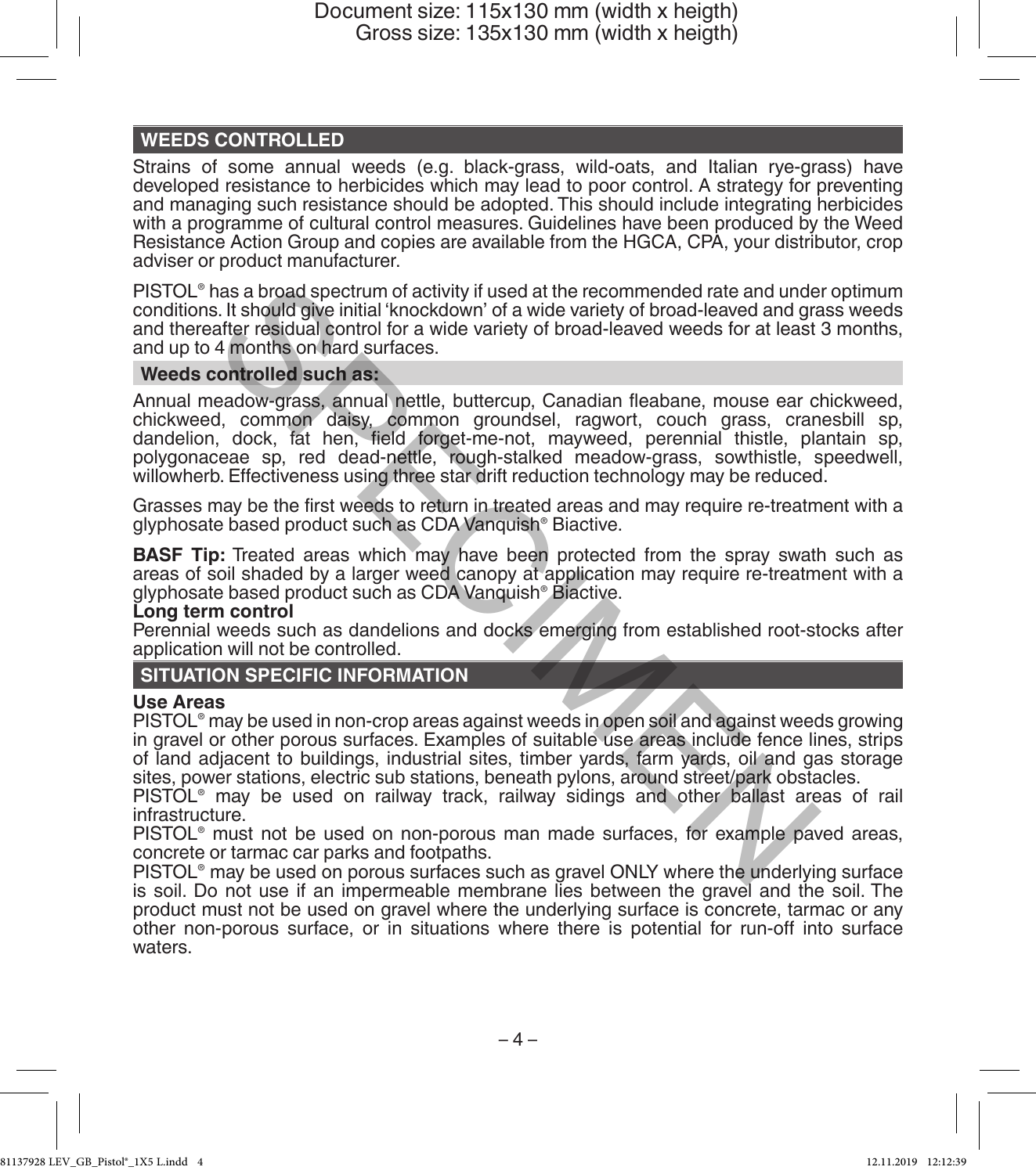## WEEDS CONTROLLED

Strains of some annual weeds (e.g. black-grass, wild-oats, and Italian rye-grass) have developed resistance to herbicides which may lead to poor control. A strategy for preventing and managing such resistance should be adopted. This should include integrating herbicides with a programme of cultural control measures. Guidelines have been produced by the Weed Resistance Action Group and copies are available from the HGCA, CPA, your distributor, crop adviser or product manufacturer.

PISTOL® has a broad spectrum of activity if used at the recommended rate and under optimum conditions. It should give initial 'knockdown' of a wide variety of broad-leaved and grass weeds and thereafter residual control for a wide variety of broad-leaved weeds for at least 3 months, and up to 4 months on hard surfaces.

### Weeds controlled such as:

Annual meadow-grass, annual nettle, buttercup, Canadian fleabane, mouse ear chickweed, chickweed, common daisy, common groundsel, ragwort, couch grass, cranesbill sp, dandelion, dock, fat hen, field forget-me-not, mayweed, perennial thistle, plantain sp, polygonaceae sp, red dead-nettle, rough-stalked meadow-grass, sowthistle, speedwell, willowherb. Effectiveness using three star drift reduction technology may be reduced.

Grasses may be the first weeds to return in treated areas and may require re-treatment with a glyphosate based product such as CDA Vanquish® Biactive.

**BASF Tip:** Treated areas which may have been protected from the spray swath such as areas of soil shaded by a larger weed canopy at application may require re-treatment with a glyphosate based product such as CDA Vanquish® Biactive.

**Long term control**
Perennial weeds such as dandelions and docks emerging from established root-stocks after application will not be controlled.

## SITUATION SPECIFIC INFORMATION

**Use Areas**
PISTOL® may be used in non-crop areas against weeds in open soil and against weeds growing in gravel or other porous surfaces. Examples of suitable use areas include fence lines, strips of land adjacent to buildings, industrial sites, timber yards, farm yards, oil and gas storage sites, power stations, electric sub stations, beneath pylons, around street/park obstacles.
PISTOL® may be used on railway track, railway sidings and other ballast areas of rail infrastructure.
PISTOL® must not be used on non-porous man made surfaces, for example paved areas, concrete or tarmac car parks and footpaths.
PISTOL® may be used on porous surfaces such as gravel ONLY where the underlying surface is soil. Do not use if an impermeable membrane lies between the gravel and the soil. The product must not be used on gravel where the underlying surface is concrete, tarmac or any other non-porous surface, or in situations where there is potential for run-off into surface waters.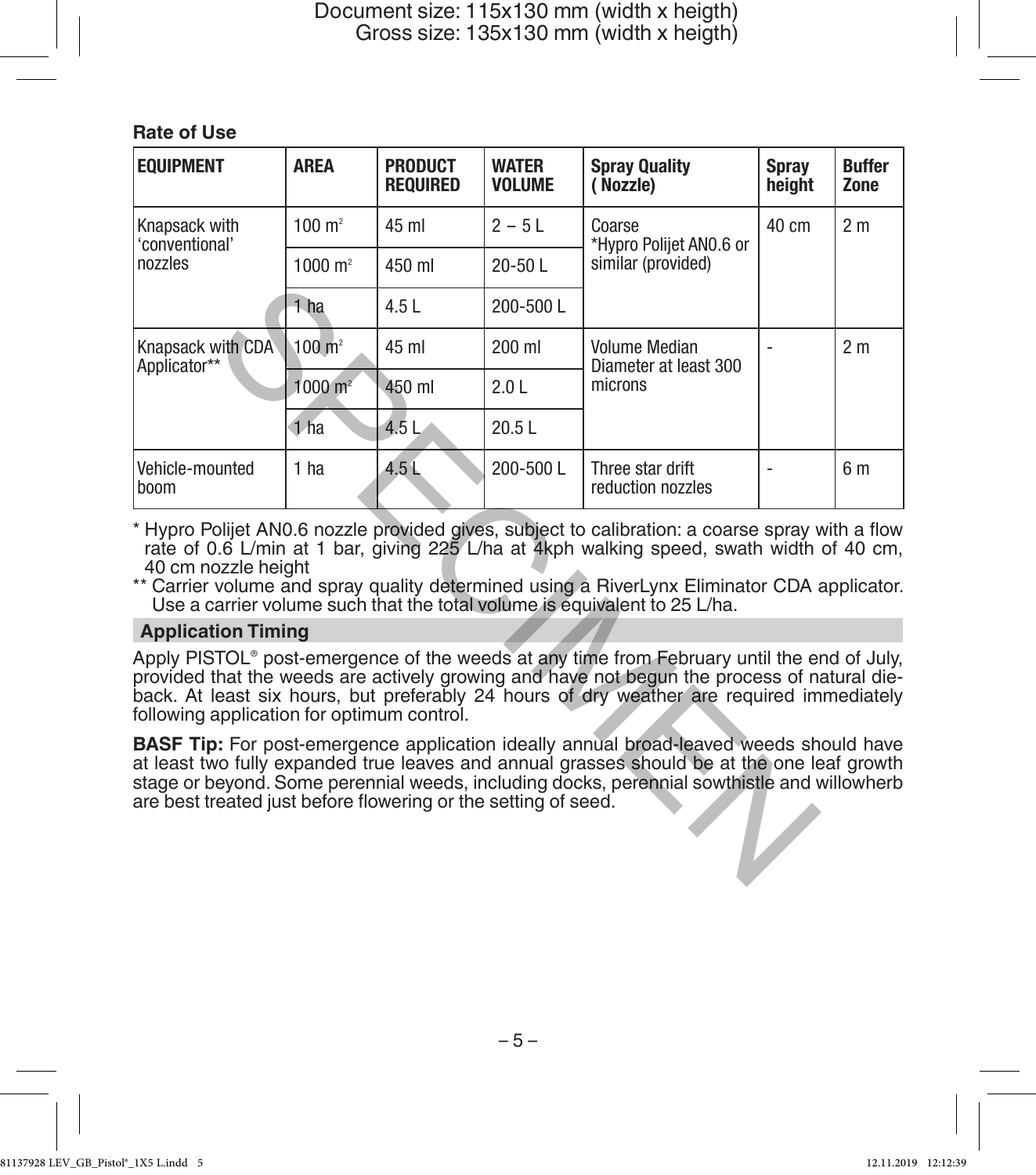**Rate of Use**

| EQUIPMENT | AREA | PRODUCT REQUIRED | WATER VOLUME | Spray Quality ( Nozzle) | Spray height | Buffer Zone |
|---|---|---|---|---|---|---|
| Knapsack with 'conventional' nozzles | 100 m² | 45 ml | 2 – 5 L | Coarse *Hypro Polijet AN0.6 or similar (provided) | 40 cm | 2 m |
| | 1000 m² | 450 ml | 20-50 L | | | |
| | 1 ha | 4.5 L | 200-500 L | | | |
| Knapsack with CDA Applicator** | 100 m² | 45 ml | 200 ml | Volume Median Diameter at least 300 microns | - | 2 m |
| | 1000 m² | 450 ml | 2.0 L | | | |
| | 1 ha | 4.5 L | 20.5 L | | | |
| Vehicle-mounted boom | 1 ha | 4.5 L | 200-500 L | Three star drift reduction nozzles | - | 6 m |

\* Hypro Polijet AN0.6 nozzle provided gives, subject to calibration: a coarse spray with a flow rate of 0.6 L/min at 1 bar, giving 225 L/ha at 4kph walking speed, swath width of 40 cm, 40 cm nozzle height

\*\* Carrier volume and spray quality determined using a RiverLynx Eliminator CDA applicator. Use a carrier volume such that the total volume is equivalent to 25 L/ha.

## Application Timing

Apply PISTOL® post-emergence of the weeds at any time from February until the end of July, provided that the weeds are actively growing and have not begun the process of natural die-back. At least six hours, but preferably 24 hours of dry weather are required immediately following application for optimum control.

**BASF Tip:** For post-emergence application ideally annual broad-leaved weeds should have at least two fully expanded true leaves and annual grasses should be at the one leaf growth stage or beyond. Some perennial weeds, including docks, perennial sowthistle and willowherb are best treated just before flowering or the setting of seed.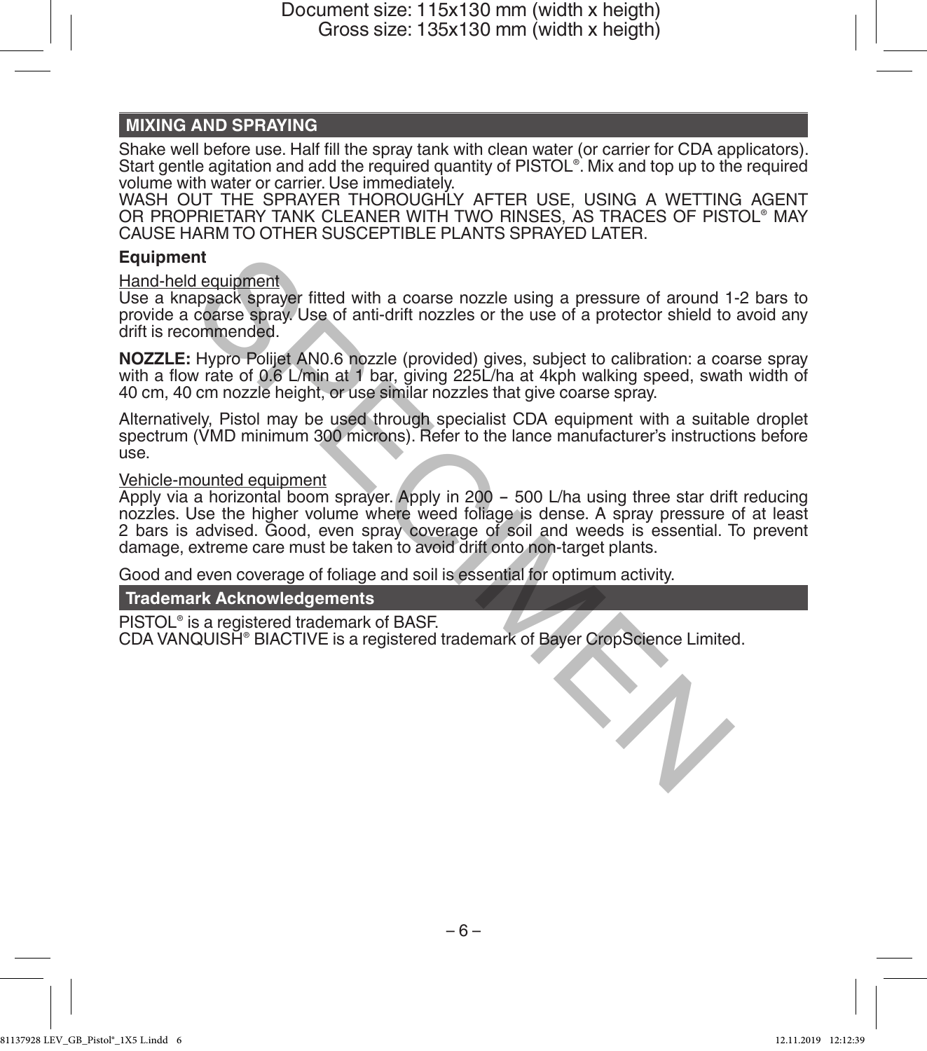## MIXING AND SPRAYING

Shake well before use. Half fill the spray tank with clean water (or carrier for CDA applicators). Start gentle agitation and add the required quantity of PISTOL®. Mix and top up to the required volume with water or carrier. Use immediately.

WASH OUT THE SPRAYER THOROUGHLY AFTER USE, USING A WETTING AGENT OR PROPRIETARY TANK CLEANER WITH TWO RINSES, AS TRACES OF PISTOL® MAY CAUSE HARM TO OTHER SUSCEPTIBLE PLANTS SPRAYED LATER.

### Equipment

Hand-held equipment

Use a knapsack sprayer fitted with a coarse nozzle using a pressure of around 1-2 bars to provide a coarse spray. Use of anti-drift nozzles or the use of a protector shield to avoid any drift is recommended.

**NOZZLE:** Hypro Polijet AN0.6 nozzle (provided) gives, subject to calibration: a coarse spray with a flow rate of 0.6 L/min at 1 bar, giving 225L/ha at 4kph walking speed, swath width of 40 cm, 40 cm nozzle height, or use similar nozzles that give coarse spray.

Alternatively, Pistol may be used through specialist CDA equipment with a suitable droplet spectrum (VMD minimum 300 microns). Refer to the lance manufacturer's instructions before use.

Vehicle-mounted equipment

Apply via a horizontal boom sprayer. Apply in 200 – 500 L/ha using three star drift reducing nozzles. Use the higher volume where weed foliage is dense. A spray pressure of at least 2 bars is advised. Good, even spray coverage of soil and weeds is essential. To prevent damage, extreme care must be taken to avoid drift onto non-target plants.

Good and even coverage of foliage and soil is essential for optimum activity.

## Trademark Acknowledgements

PISTOL® is a registered trademark of BASF.

CDA VANQUISH® BIACTIVE is a registered trademark of Bayer CropScience Limited.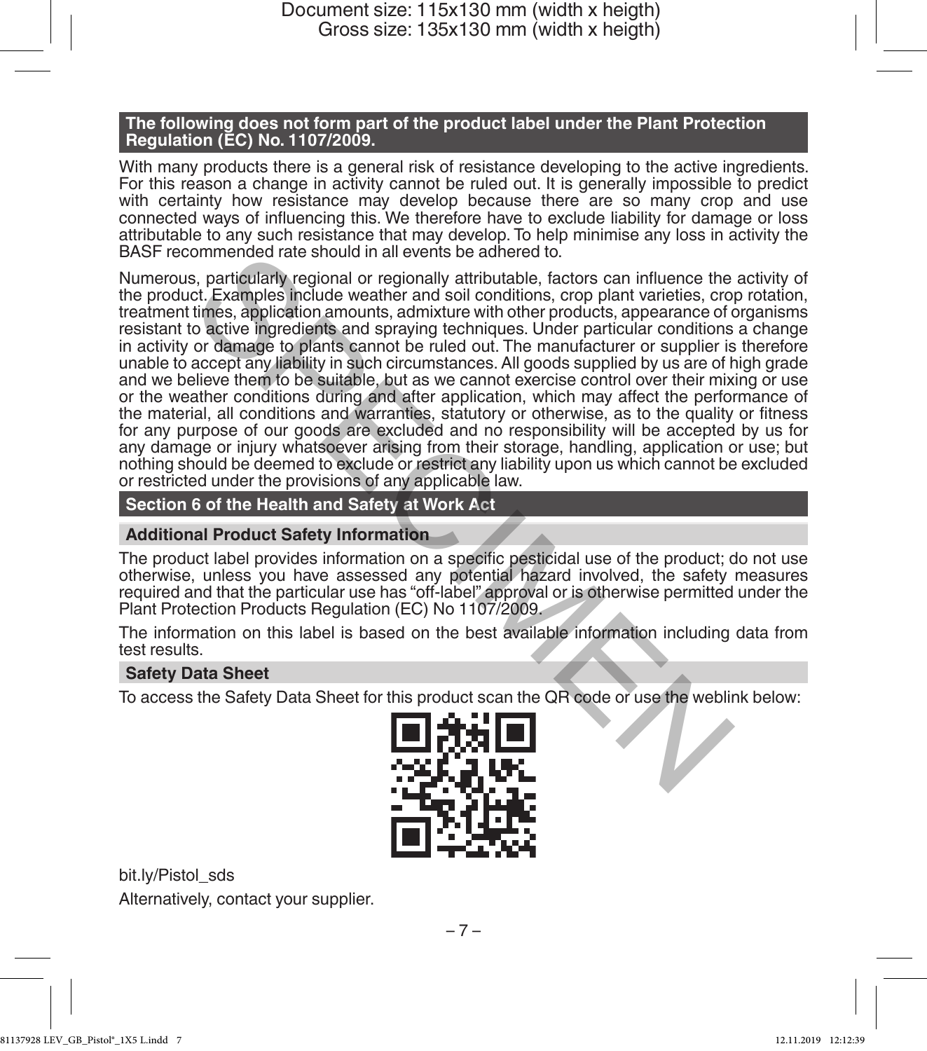**The following does not form part of the product label under the Plant Protection Regulation (EC) No. 1107/2009.**

With many products there is a general risk of resistance developing to the active ingredients. For this reason a change in activity cannot be ruled out. It is generally impossible to predict with certainty how resistance may develop because there are so many crop and use connected ways of influencing this. We therefore have to exclude liability for damage or loss attributable to any such resistance that may develop. To help minimise any loss in activity the BASF recommended rate should in all events be adhered to.

Numerous, particularly regional or regionally attributable, factors can influence the activity of the product. Examples include weather and soil conditions, crop plant varieties, crop rotation, treatment times, application amounts, admixture with other products, appearance of organisms resistant to active ingredients and spraying techniques. Under particular conditions a change in activity or damage to plants cannot be ruled out. The manufacturer or supplier is therefore unable to accept any liability in such circumstances. All goods supplied by us are of high grade and we believe them to be suitable, but as we cannot exercise control over their mixing or use or the weather conditions during and after application, which may affect the performance of the material, all conditions and warranties, statutory or otherwise, as to the quality or fitness for any purpose of our goods are excluded and no responsibility will be accepted by us for any damage or injury whatsoever arising from their storage, handling, application or use; but nothing should be deemed to exclude or restrict any liability upon us which cannot be excluded or restricted under the provisions of any applicable law.

## Section 6 of the Health and Safety at Work Act

### Additional Product Safety Information

The product label provides information on a specific pesticidal use of the product; do not use otherwise, unless you have assessed any potential hazard involved, the safety measures required and that the particular use has “off-label” approval or is otherwise permitted under the Plant Protection Products Regulation (EC) No 1107/2009.

The information on this label is based on the best available information including data from test results.

### Safety Data Sheet

To access the Safety Data Sheet for this product scan the QR code or use the weblink below:

bit.ly/Pistol_sds

Alternatively, contact your supplier.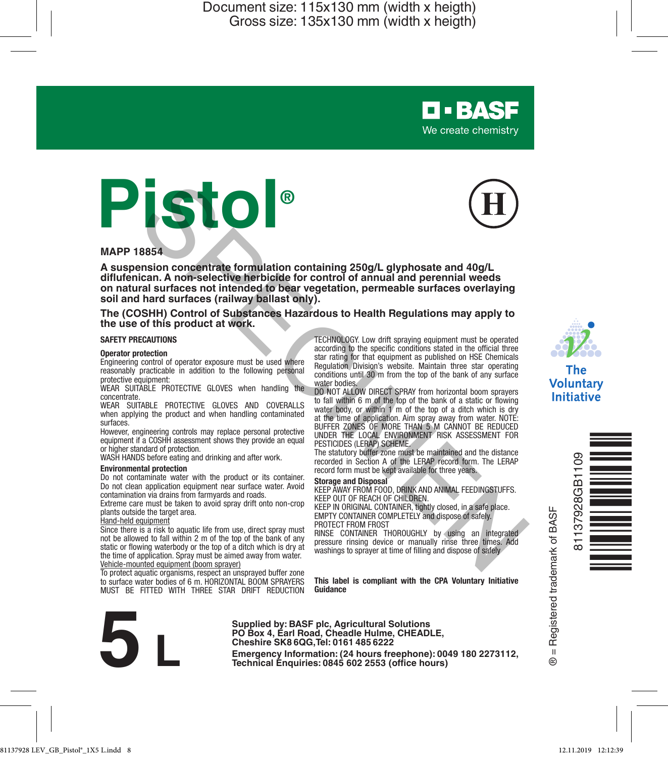Document size: 115x130 mm (width x heigth)
Gross size: 135x130 mm (width x heigth)

BASF
We create chemistry

# Pistol®

**MAPP 18854**

**A suspension concentrate formulation containing 250g/L glyphosate and 40g/L diflufenican. A non-selective herbicide for control of annual and perennial weeds on natural surfaces not intended to bear vegetation, permeable surfaces overlaying soil and hard surfaces (railway ballast only).**

**The (COSHH) Control of Substances Hazardous to Health Regulations may apply to the use of this product at work.**

SPECIMEN

## SAFETY PRECAUTIONS

**Operator protection**

Engineering control of operator exposure must be used where reasonably practicable in addition to the following personal protective equipment:

WEAR SUITABLE PROTECTIVE GLOVES when handling the concentrate.

WEAR SUITABLE PROTECTIVE GLOVES AND COVERALLS when applying the product and when handling contaminated surfaces.

However, engineering controls may replace personal protective equipment if a COSHH assessment shows they provide an equal or higher standard of protection.

WASH HANDS before eating and drinking and after work.

**Environmental protection**

Do not contaminate water with the product or its container. Do not clean application equipment near surface water. Avoid contamination via drains from farmyards and roads.

Extreme care must be taken to avoid spray drift onto non-crop plants outside the target area.

Hand-held equipment

Since there is a risk to aquatic life from use, direct spray must not be allowed to fall within 2 m of the top of the bank of any static or flowing waterbody or the top of a ditch which is dry at the time of application. Spray must be aimed away from water.

Vehicle-mounted equipment (boom sprayer)

To protect aquatic organisms, respect an unsprayed buffer zone to surface water bodies of 6 m. HORIZONTAL BOOM SPRAYERS MUST BE FITTED WITH THREE STAR DRIFT REDUCTION TECHNOLOGY. Low drift spraying equipment must be operated according to the specific conditions stated in the official three star rating for that equipment as published on HSE Chemicals Regulation Division's website. Maintain three star operating conditions until 30 m from the top of the bank of any surface water bodies.

DO NOT ALLOW DIRECT SPRAY from horizontal boom sprayers to fall within 6 m of the top of the bank of a static or flowing water body, or within 1 m of the top of a ditch which is dry at the time of application. Aim spray away from water. NOTE: BUFFER ZONES OF MORE THAN 5 M CANNOT BE REDUCED UNDER THE LOCAL ENVIRONMENT RISK ASSESSMENT FOR PESTICIDES (LERAP) SCHEME.

The statutory buffer zone must be maintained and the distance recorded in Section A of the LERAP record form. The LERAP record form must be kept available for three years.

**Storage and Disposal**

KEEP AWAY FROM FOOD, DRINK AND ANIMAL FEEDINGSTUFFS.

KEEP OUT OF REACH OF CHILDREN.

KEEP IN ORIGINAL CONTAINER, tightly closed, in a safe place.

EMPTY CONTAINER COMPLETELY and dispose of safely.

PROTECT FROM FROST

RINSE CONTAINER THOROUGHLY by using an integrated pressure rinsing device or manually rinse three times. Add washings to sprayer at time of filling and dispose of safely

**This label is compliant with the CPA Voluntary Initiative Guidance**

The Voluntary Initiative

81137928GB1109

® = Registered trademark of BASF

# 5 L

**Supplied by: BASF plc, Agricultural Solutions**
**PO Box 4, Earl Road, Cheadle Hulme, CHEADLE, Cheshire SK8 6QG,Tel: 0161 485 6222**

**Emergency Information: (24 hours freephone): 0049 180 2273112,**
**Technical Enquiries: 0845 602 2553 (office hours)**